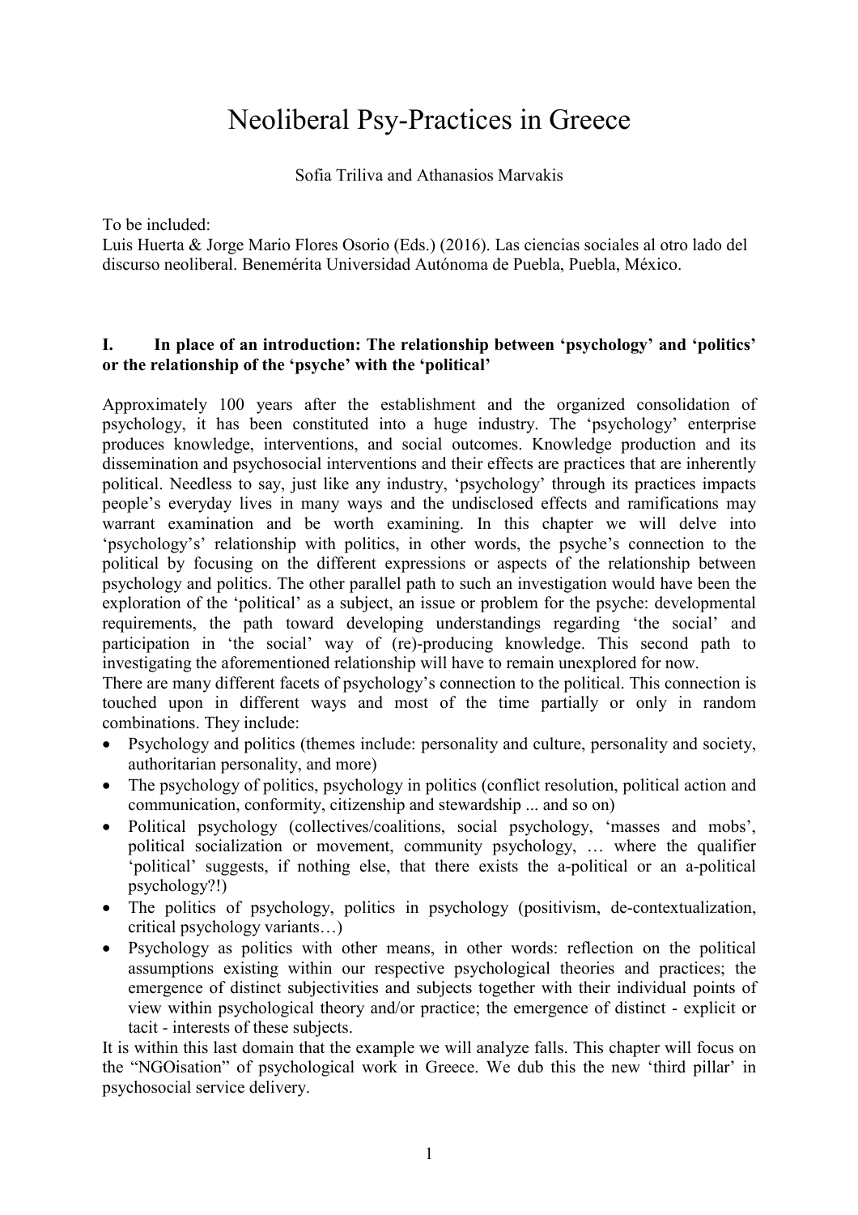# Neoliberal Psy-Practices in Greece

Sofia Triliva and Athanasios Marvakis

To be included:
Luis Huerta & Jorge Mario Flores Osorio (Eds.) (2016). Las ciencias sociales al otro lado del discurso neoliberal. Benemérita Universidad Autónoma de Puebla, Puebla, México.

## I. In place of an introduction: The relationship between 'psychology' and 'politics' or the relationship of the 'psyche' with the 'political'

Approximately 100 years after the establishment and the organized consolidation of psychology, it has been constituted into a huge industry. The 'psychology' enterprise produces knowledge, interventions, and social outcomes. Knowledge production and its dissemination and psychosocial interventions and their effects are practices that are inherently political. Needless to say, just like any industry, 'psychology' through its practices impacts people's everyday lives in many ways and the undisclosed effects and ramifications may warrant examination and be worth examining. In this chapter we will delve into 'psychology's' relationship with politics, in other words, the psyche's connection to the political by focusing on the different expressions or aspects of the relationship between psychology and politics. The other parallel path to such an investigation would have been the exploration of the 'political' as a subject, an issue or problem for the psyche: developmental requirements, the path toward developing understandings regarding 'the social' and participation in 'the social' way of (re)-producing knowledge. This second path to investigating the aforementioned relationship will have to remain unexplored for now.

There are many different facets of psychology's connection to the political. This connection is touched upon in different ways and most of the time partially or only in random combinations. They include:

- Psychology and politics (themes include: personality and culture, personality and society, authoritarian personality, and more)
- The psychology of politics, psychology in politics (conflict resolution, political action and communication, conformity, citizenship and stewardship ... and so on)
- Political psychology (collectives/coalitions, social psychology, 'masses and mobs', political socialization or movement, community psychology, … where the qualifier 'political' suggests, if nothing else, that there exists the a-political or an a-political psychology?!)
- The politics of psychology, politics in psychology (positivism, de-contextualization, critical psychology variants…)
- Psychology as politics with other means, in other words: reflection on the political assumptions existing within our respective psychological theories and practices; the emergence of distinct subjectivities and subjects together with their individual points of view within psychological theory and/or practice; the emergence of distinct - explicit or tacit - interests of these subjects.

It is within this last domain that the example we will analyze falls. This chapter will focus on the "NGOisation" of psychological work in Greece. We dub this the new 'third pillar' in psychosocial service delivery.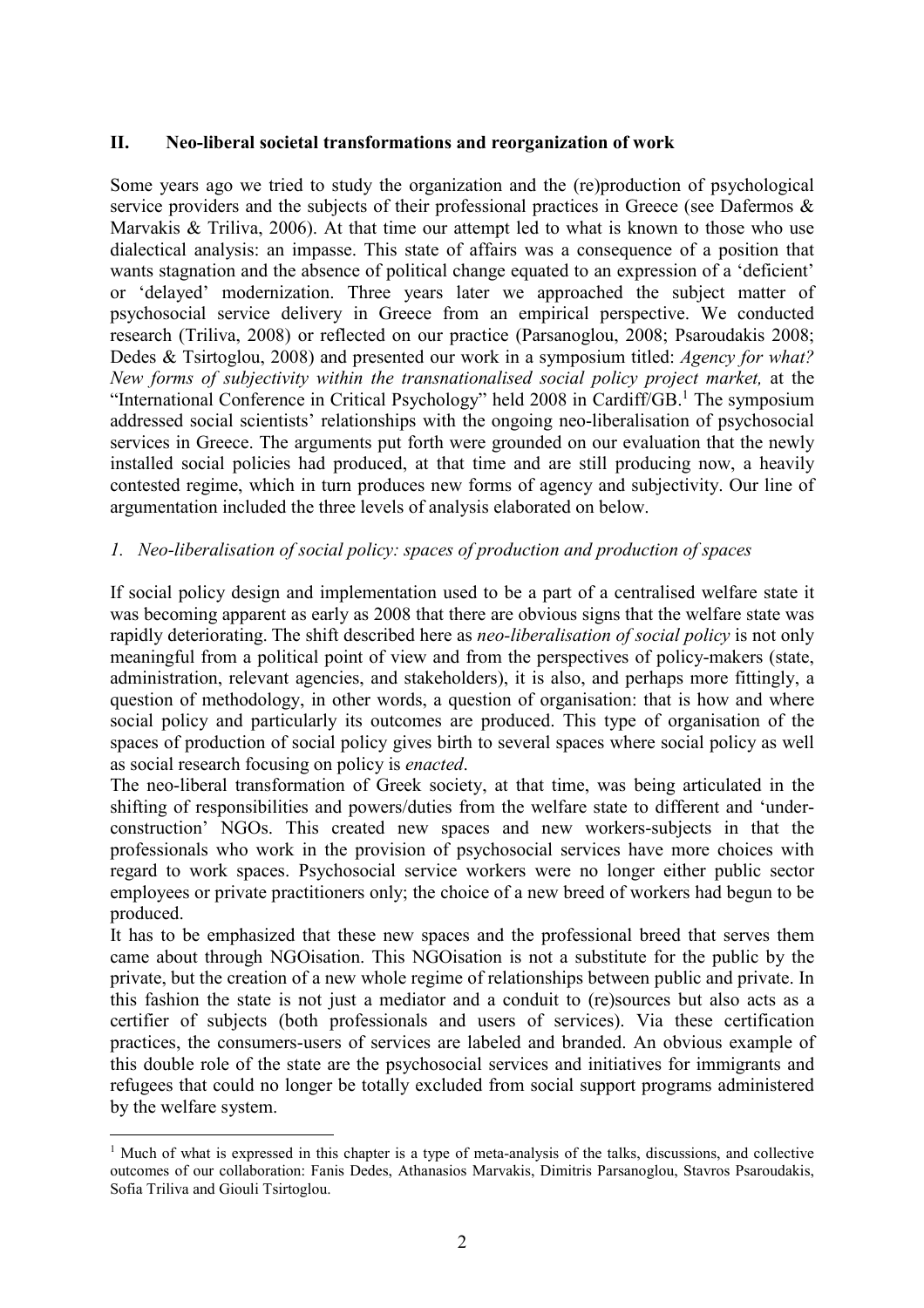## II. Neo-liberal societal transformations and reorganization of work

Some years ago we tried to study the organization and the (re)production of psychological service providers and the subjects of their professional practices in Greece (see Dafermos & Marvakis & Triliva, 2006). At that time our attempt led to what is known to those who use dialectical analysis: an impasse. This state of affairs was a consequence of a position that wants stagnation and the absence of political change equated to an expression of a 'deficient' or 'delayed' modernization. Three years later we approached the subject matter of psychosocial service delivery in Greece from an empirical perspective. We conducted research (Triliva, 2008) or reflected on our practice (Parsanoglou, 2008; Psaroudakis 2008; Dedes & Tsirtoglou, 2008) and presented our work in a symposium titled: *Agency for what? New forms of subjectivity within the transnationalised social policy project market,* at the "International Conference in Critical Psychology" held 2008 in Cardiff/GB.[1] The symposium addressed social scientists' relationships with the ongoing neo-liberalisation of psychosocial services in Greece. The arguments put forth were grounded on our evaluation that the newly installed social policies had produced, at that time and are still producing now, a heavily contested regime, which in turn produces new forms of agency and subjectivity. Our line of argumentation included the three levels of analysis elaborated on below.

### *1. Neo-liberalisation of social policy: spaces of production and production of spaces*

If social policy design and implementation used to be a part of a centralised welfare state it was becoming apparent as early as 2008 that there are obvious signs that the welfare state was rapidly deteriorating. The shift described here as *neo-liberalisation of social policy* is not only meaningful from a political point of view and from the perspectives of policy-makers (state, administration, relevant agencies, and stakeholders), it is also, and perhaps more fittingly, a question of methodology, in other words, a question of organisation: that is how and where social policy and particularly its outcomes are produced. This type of organisation of the spaces of production of social policy gives birth to several spaces where social policy as well as social research focusing on policy is *enacted*.

The neo-liberal transformation of Greek society, at that time, was being articulated in the shifting of responsibilities and powers/duties from the welfare state to different and 'under-construction' NGOs. This created new spaces and new workers-subjects in that the professionals who work in the provision of psychosocial services have more choices with regard to work spaces. Psychosocial service workers were no longer either public sector employees or private practitioners only; the choice of a new breed of workers had begun to be produced.

It has to be emphasized that these new spaces and the professional breed that serves them came about through NGOisation. This NGOisation is not a substitute for the public by the private, but the creation of a new whole regime of relationships between public and private. In this fashion the state is not just a mediator and a conduit to (re)sources but also acts as a certifier of subjects (both professionals and users of services). Via these certification practices, the consumers-users of services are labeled and branded. An obvious example of this double role of the state are the psychosocial services and initiatives for immigrants and refugees that could no longer be totally excluded from social support programs administered by the welfare system.

[1] Much of what is expressed in this chapter is a type of meta-analysis of the talks, discussions, and collective outcomes of our collaboration: Fanis Dedes, Athanasios Marvakis, Dimitris Parsanoglou, Stavros Psaroudakis, Sofia Triliva and Giouli Tsirtoglou.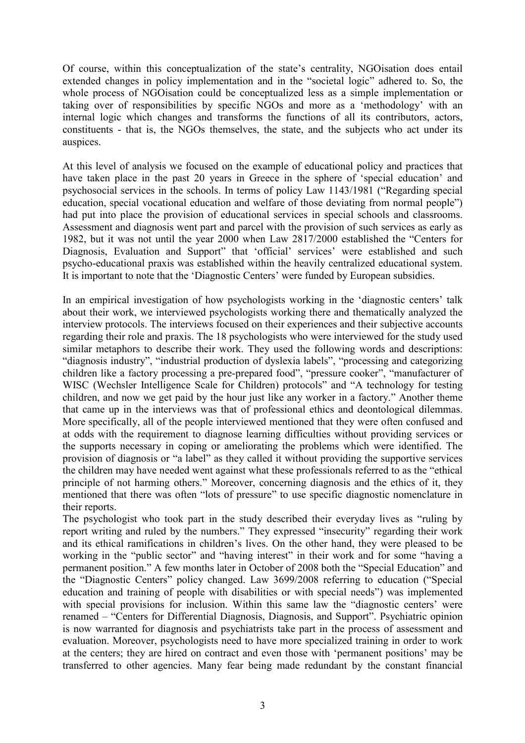Of course, within this conceptualization of the state's centrality, NGOisation does entail extended changes in policy implementation and in the "societal logic" adhered to. So, the whole process of NGOisation could be conceptualized less as a simple implementation or taking over of responsibilities by specific NGOs and more as a 'methodology' with an internal logic which changes and transforms the functions of all its contributors, actors, constituents - that is, the NGOs themselves, the state, and the subjects who act under its auspices.

At this level of analysis we focused on the example of educational policy and practices that have taken place in the past 20 years in Greece in the sphere of 'special education' and psychosocial services in the schools. In terms of policy Law 1143/1981 ("Regarding special education, special vocational education and welfare of those deviating from normal people") had put into place the provision of educational services in special schools and classrooms. Assessment and diagnosis went part and parcel with the provision of such services as early as 1982, but it was not until the year 2000 when Law 2817/2000 established the "Centers for Diagnosis, Evaluation and Support" that 'official' services' were established and such psycho-educational praxis was established within the heavily centralized educational system. It is important to note that the 'Diagnostic Centers' were funded by European subsidies.

In an empirical investigation of how psychologists working in the 'diagnostic centers' talk about their work, we interviewed psychologists working there and thematically analyzed the interview protocols. The interviews focused on their experiences and their subjective accounts regarding their role and praxis. The 18 psychologists who were interviewed for the study used similar metaphors to describe their work. They used the following words and descriptions: "diagnosis industry", "industrial production of dyslexia labels", "processing and categorizing children like a factory processing a pre-prepared food", "pressure cooker", "manufacturer of WISC (Wechsler Intelligence Scale for Children) protocols" and "A technology for testing children, and now we get paid by the hour just like any worker in a factory." Another theme that came up in the interviews was that of professional ethics and deontological dilemmas. More specifically, all of the people interviewed mentioned that they were often confused and at odds with the requirement to diagnose learning difficulties without providing services or the supports necessary in coping or ameliorating the problems which were identified. The provision of diagnosis or "a label" as they called it without providing the supportive services the children may have needed went against what these professionals referred to as the "ethical principle of not harming others." Moreover, concerning diagnosis and the ethics of it, they mentioned that there was often "lots of pressure" to use specific diagnostic nomenclature in their reports.

The psychologist who took part in the study described their everyday lives as "ruling by report writing and ruled by the numbers." They expressed "insecurity" regarding their work and its ethical ramifications in children's lives. On the other hand, they were pleased to be working in the "public sector" and "having interest" in their work and for some "having a permanent position." A few months later in October of 2008 both the "Special Education" and the "Diagnostic Centers" policy changed. Law 3699/2008 referring to education ("Special education and training of people with disabilities or with special needs") was implemented with special provisions for inclusion. Within this same law the "diagnostic centers' were renamed – "Centers for Differential Diagnosis, Diagnosis, and Support". Psychiatric opinion is now warranted for diagnosis and psychiatrists take part in the process of assessment and evaluation. Moreover, psychologists need to have more specialized training in order to work at the centers; they are hired on contract and even those with 'permanent positions' may be transferred to other agencies. Many fear being made redundant by the constant financial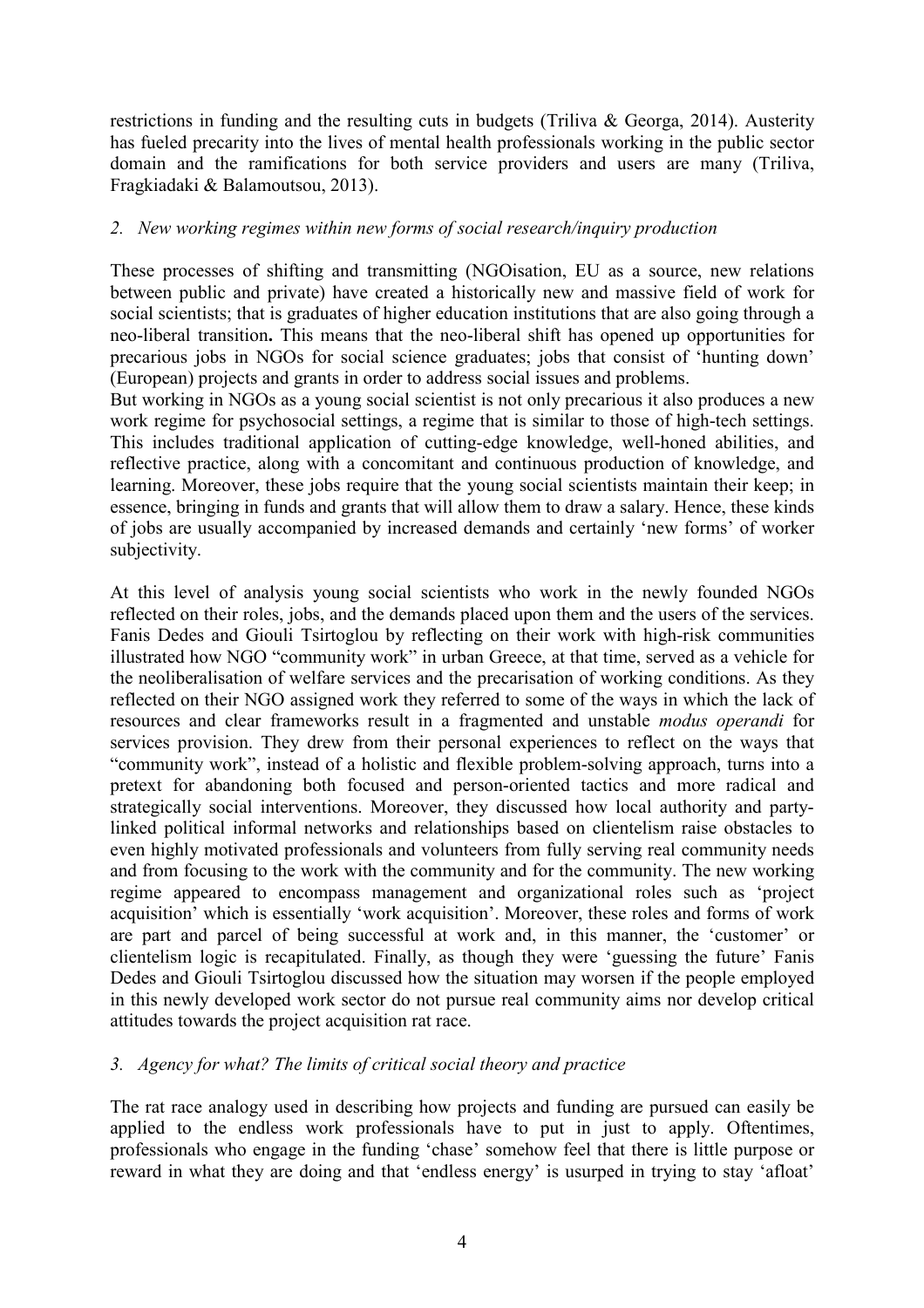restrictions in funding and the resulting cuts in budgets (Triliva & Georga, 2014). Austerity has fueled precarity into the lives of mental health professionals working in the public sector domain and the ramifications for both service providers and users are many (Triliva, Fragkiadaki & Balamoutsou, 2013).

## *2. New working regimes within new forms of social research/inquiry production*

These processes of shifting and transmitting (NGOisation, EU as a source, new relations between public and private) have created a historically new and massive field of work for social scientists; that is graduates of higher education institutions that are also going through a neo-liberal transition**.** This means that the neo-liberal shift has opened up opportunities for precarious jobs in NGOs for social science graduates; jobs that consist of 'hunting down' (European) projects and grants in order to address social issues and problems.

But working in NGOs as a young social scientist is not only precarious it also produces a new work regime for psychosocial settings, a regime that is similar to those of high-tech settings. This includes traditional application of cutting-edge knowledge, well-honed abilities, and reflective practice, along with a concomitant and continuous production of knowledge, and learning. Moreover, these jobs require that the young social scientists maintain their keep; in essence, bringing in funds and grants that will allow them to draw a salary. Hence, these kinds of jobs are usually accompanied by increased demands and certainly 'new forms' of worker subjectivity.

At this level of analysis young social scientists who work in the newly founded NGOs reflected on their roles, jobs, and the demands placed upon them and the users of the services. Fanis Dedes and Giouli Tsirtoglou by reflecting on their work with high-risk communities illustrated how NGO "community work" in urban Greece, at that time, served as a vehicle for the neoliberalisation of welfare services and the precarisation of working conditions. As they reflected on their NGO assigned work they referred to some of the ways in which the lack of resources and clear frameworks result in a fragmented and unstable *modus operandi* for services provision. They drew from their personal experiences to reflect on the ways that "community work", instead of a holistic and flexible problem-solving approach, turns into a pretext for abandoning both focused and person-oriented tactics and more radical and strategically social interventions. Moreover, they discussed how local authority and party-linked political informal networks and relationships based on clientelism raise obstacles to even highly motivated professionals and volunteers from fully serving real community needs and from focusing to the work with the community and for the community. The new working regime appeared to encompass management and organizational roles such as 'project acquisition' which is essentially 'work acquisition'. Moreover, these roles and forms of work are part and parcel of being successful at work and, in this manner, the 'customer' or clientelism logic is recapitulated. Finally, as though they were 'guessing the future' Fanis Dedes and Giouli Tsirtoglou discussed how the situation may worsen if the people employed in this newly developed work sector do not pursue real community aims nor develop critical attitudes towards the project acquisition rat race.

## *3. Agency for what? The limits of critical social theory and practice*

The rat race analogy used in describing how projects and funding are pursued can easily be applied to the endless work professionals have to put in just to apply. Oftentimes, professionals who engage in the funding 'chase' somehow feel that there is little purpose or reward in what they are doing and that 'endless energy' is usurped in trying to stay 'afloat'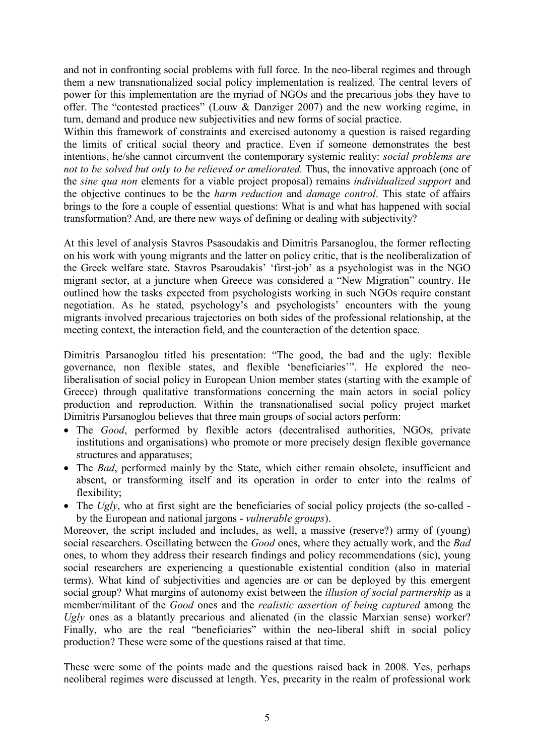and not in confronting social problems with full force. In the neo-liberal regimes and through them a new transnationalized social policy implementation is realized. The central levers of power for this implementation are the myriad of NGOs and the precarious jobs they have to offer. The "contested practices" (Louw & Danziger 2007) and the new working regime, in turn, demand and produce new subjectivities and new forms of social practice.

Within this framework of constraints and exercised autonomy a question is raised regarding the limits of critical social theory and practice. Even if someone demonstrates the best intentions, he/she cannot circumvent the contemporary systemic reality: *social problems are not to be solved but only to be relieved or ameliorated.* Thus, the innovative approach (one of the *sine qua non* elements for a viable project proposal) remains *individualized support* and the objective continues to be the *harm reduction* and *damage control*. This state of affairs brings to the fore a couple of essential questions: What is and what has happened with social transformation? And, are there new ways of defining or dealing with subjectivity?

At this level of analysis Stavros Psasoudakis and Dimitris Parsanoglou, the former reflecting on his work with young migrants and the latter on policy critic, that is the neoliberalization of the Greek welfare state. Stavros Psaroudakis' 'first-job' as a psychologist was in the NGO migrant sector, at a juncture when Greece was considered a "New Migration" country. He outlined how the tasks expected from psychologists working in such NGOs require constant negotiation. As he stated, psychology's and psychologists' encounters with the young migrants involved precarious trajectories on both sides of the professional relationship, at the meeting context, the interaction field, and the counteraction of the detention space.

Dimitris Parsanoglou titled his presentation: "The good, the bad and the ugly: flexible governance, non flexible states, and flexible 'beneficiaries'". He explored the neo-liberalisation of social policy in European Union member states (starting with the example of Greece) through qualitative transformations concerning the main actors in social policy production and reproduction. Within the transnationalised social policy project market Dimitris Parsanoglou believes that three main groups of social actors perform:

- The *Good*, performed by flexible actors (decentralised authorities, NGOs, private institutions and organisations) who promote or more precisely design flexible governance structures and apparatuses;
- The *Bad*, performed mainly by the State, which either remain obsolete, insufficient and absent, or transforming itself and its operation in order to enter into the realms of flexibility;
- The *Ugly*, who at first sight are the beneficiaries of social policy projects (the so-called - by the European and national jargons - *vulnerable groups*).

Moreover, the script included and includes, as well, a massive (reserve?) army of (young) social researchers. Oscillating between the *Good* ones, where they actually work, and the *Bad* ones, to whom they address their research findings and policy recommendations (sic), young social researchers are experiencing a questionable existential condition (also in material terms). What kind of subjectivities and agencies are or can be deployed by this emergent social group? What margins of autonomy exist between the *illusion of social partnership* as a member/militant of the *Good* ones and the *realistic assertion of being captured* among the *Ugly* ones as a blatantly precarious and alienated (in the classic Marxian sense) worker? Finally, who are the real "beneficiaries" within the neo-liberal shift in social policy production? These were some of the questions raised at that time.

These were some of the points made and the questions raised back in 2008. Yes, perhaps neoliberal regimes were discussed at length. Yes, precarity in the realm of professional work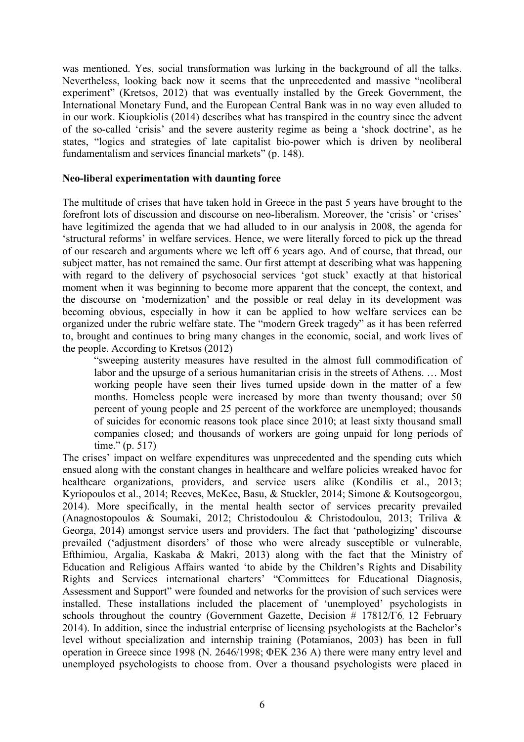was mentioned. Yes, social transformation was lurking in the background of all the talks. Nevertheless, looking back now it seems that the unprecedented and massive "neoliberal experiment" (Kretsos, 2012) that was eventually installed by the Greek Government, the International Monetary Fund, and the European Central Bank was in no way even alluded to in our work. Kioupkiolis (2014) describes what has transpired in the country since the advent of the so-called 'crisis' and the severe austerity regime as being a 'shock doctrine', as he states, "logics and strategies of late capitalist bio-power which is driven by neoliberal fundamentalism and services financial markets" (p. 148).

**Neo-liberal experimentation with daunting force**

The multitude of crises that have taken hold in Greece in the past 5 years have brought to the forefront lots of discussion and discourse on neo-liberalism. Moreover, the 'crisis' or 'crises' have legitimized the agenda that we had alluded to in our analysis in 2008, the agenda for 'structural reforms' in welfare services. Hence, we were literally forced to pick up the thread of our research and arguments where we left off 6 years ago. And of course, that thread, our subject matter, has not remained the same. Our first attempt at describing what was happening with regard to the delivery of psychosocial services 'got stuck' exactly at that historical moment when it was beginning to become more apparent that the concept, the context, and the discourse on 'modernization' and the possible or real delay in its development was becoming obvious, especially in how it can be applied to how welfare services can be organized under the rubric welfare state. The "modern Greek tragedy" as it has been referred to, brought and continues to bring many changes in the economic, social, and work lives of the people. According to Kretsos (2012)

> "sweeping austerity measures have resulted in the almost full commodification of labor and the upsurge of a serious humanitarian crisis in the streets of Athens. … Most working people have seen their lives turned upside down in the matter of a few months. Homeless people were increased by more than twenty thousand; over 50 percent of young people and 25 percent of the workforce are unemployed; thousands of suicides for economic reasons took place since 2010; at least sixty thousand small companies closed; and thousands of workers are going unpaid for long periods of time." (p. 517)

The crises' impact on welfare expenditures was unprecedented and the spending cuts which ensued along with the constant changes in healthcare and welfare policies wreaked havoc for healthcare organizations, providers, and service users alike (Kondilis et al., 2013; Kyriopoulos et al., 2014; Reeves, McKee, Basu, & Stuckler, 2014; Simone & Koutsogeorgou, 2014). More specifically, in the mental health sector of services precarity prevailed (Anagnostopoulos & Soumaki, 2012; Christodoulou & Christodoulou, 2013; Triliva & Georga, 2014) amongst service users and providers. The fact that 'pathologizing' discourse prevailed ('adjustment disorders' of those who were already susceptible or vulnerable, Efthimiou, Argalia, Kaskaba & Makri, 2013) along with the fact that the Ministry of Education and Religious Affairs wanted 'to abide by the Children's Rights and Disability Rights and Services international charters' "Committees for Educational Diagnosis, Assessment and Support" were founded and networks for the provision of such services were installed. These installations included the placement of 'unemployed' psychologists in schools throughout the country (Government Gazette, Decision # 17812/Γ6, 12 February 2014). In addition, since the industrial enterprise of licensing psychologists at the Bachelor's level without specialization and internship training (Potamianos, 2003) has been in full operation in Greece since 1998 (N. 2646/1998; ΦΕΚ 236 Α) there were many entry level and unemployed psychologists to choose from. Over a thousand psychologists were placed in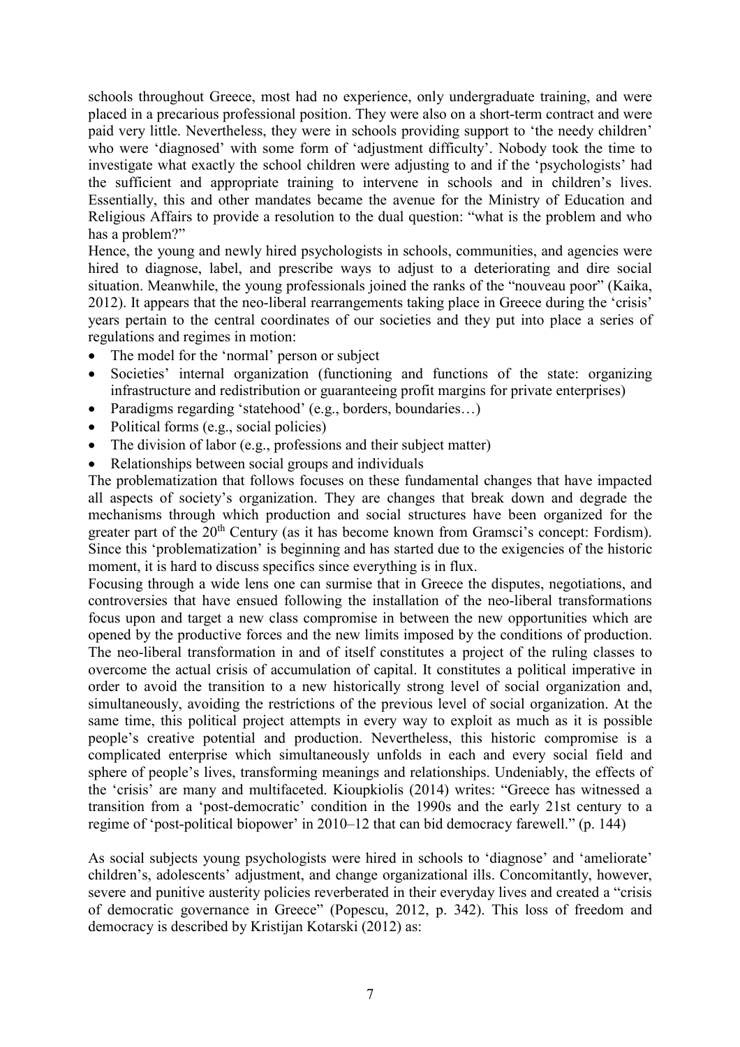schools throughout Greece, most had no experience, only undergraduate training, and were placed in a precarious professional position. They were also on a short-term contract and were paid very little. Nevertheless, they were in schools providing support to 'the needy children' who were 'diagnosed' with some form of 'adjustment difficulty'. Nobody took the time to investigate what exactly the school children were adjusting to and if the 'psychologists' had the sufficient and appropriate training to intervene in schools and in children's lives. Essentially, this and other mandates became the avenue for the Ministry of Education and Religious Affairs to provide a resolution to the dual question: "what is the problem and who has a problem?"

Hence, the young and newly hired psychologists in schools, communities, and agencies were hired to diagnose, label, and prescribe ways to adjust to a deteriorating and dire social situation. Meanwhile, the young professionals joined the ranks of the "nouveau poor" (Kaika, 2012). It appears that the neo-liberal rearrangements taking place in Greece during the 'crisis' years pertain to the central coordinates of our societies and they put into place a series of regulations and regimes in motion:

- The model for the 'normal' person or subject
- Societies' internal organization (functioning and functions of the state: organizing infrastructure and redistribution or guaranteeing profit margins for private enterprises)
- Paradigms regarding 'statehood' (e.g., borders, boundaries…)
- Political forms (e.g., social policies)
- The division of labor (e.g., professions and their subject matter)
- Relationships between social groups and individuals

The problematization that follows focuses on these fundamental changes that have impacted all aspects of society's organization. They are changes that break down and degrade the mechanisms through which production and social structures have been organized for the greater part of the 20th Century (as it has become known from Gramsci's concept: Fordism). Since this 'problematization' is beginning and has started due to the exigencies of the historic moment, it is hard to discuss specifics since everything is in flux.

Focusing through a wide lens one can surmise that in Greece the disputes, negotiations, and controversies that have ensued following the installation of the neo-liberal transformations focus upon and target a new class compromise in between the new opportunities which are opened by the productive forces and the new limits imposed by the conditions of production. The neo-liberal transformation in and of itself constitutes a project of the ruling classes to overcome the actual crisis of accumulation of capital. It constitutes a political imperative in order to avoid the transition to a new historically strong level of social organization and, simultaneously, avoiding the restrictions of the previous level of social organization. At the same time, this political project attempts in every way to exploit as much as it is possible people's creative potential and production. Nevertheless, this historic compromise is a complicated enterprise which simultaneously unfolds in each and every social field and sphere of people's lives, transforming meanings and relationships. Undeniably, the effects of the 'crisis' are many and multifaceted. Kioupkiolis (2014) writes: "Greece has witnessed a transition from a 'post-democratic' condition in the 1990s and the early 21st century to a regime of 'post-political biopower' in 2010–12 that can bid democracy farewell." (p. 144)

As social subjects young psychologists were hired in schools to 'diagnose' and 'ameliorate' children's, adolescents' adjustment, and change organizational ills. Concomitantly, however, severe and punitive austerity policies reverberated in their everyday lives and created a "crisis of democratic governance in Greece" (Popescu, 2012, p. 342). This loss of freedom and democracy is described by Kristijan Kotarski (2012) as: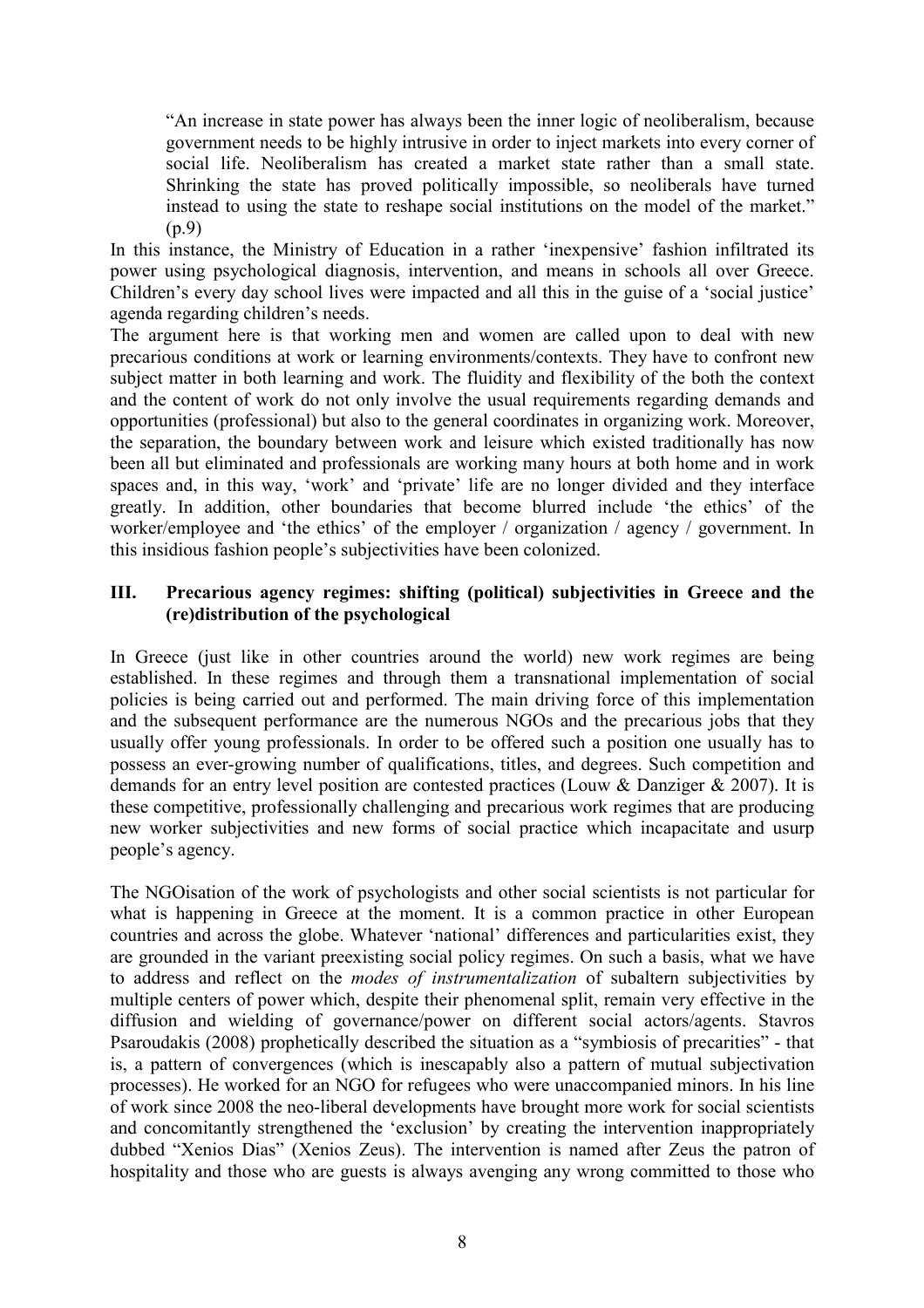> "An increase in state power has always been the inner logic of neoliberalism, because government needs to be highly intrusive in order to inject markets into every corner of social life. Neoliberalism has created a market state rather than a small state. Shrinking the state has proved politically impossible, so neoliberals have turned instead to using the state to reshape social institutions on the model of the market." (p.9)

In this instance, the Ministry of Education in a rather 'inexpensive' fashion infiltrated its power using psychological diagnosis, intervention, and means in schools all over Greece. Children's every day school lives were impacted and all this in the guise of a 'social justice' agenda regarding children's needs.

The argument here is that working men and women are called upon to deal with new precarious conditions at work or learning environments/contexts. They have to confront new subject matter in both learning and work. The fluidity and flexibility of the both the context and the content of work do not only involve the usual requirements regarding demands and opportunities (professional) but also to the general coordinates in organizing work. Moreover, the separation, the boundary between work and leisure which existed traditionally has now been all but eliminated and professionals are working many hours at both home and in work spaces and, in this way, 'work' and 'private' life are no longer divided and they interface greatly. In addition, other boundaries that become blurred include 'the ethics' of the worker/employee and 'the ethics' of the employer / organization / agency / government. In this insidious fashion people's subjectivities have been colonized.

## III. Precarious agency regimes: shifting (political) subjectivities in Greece and the (re)distribution of the psychological

In Greece (just like in other countries around the world) new work regimes are being established. In these regimes and through them a transnational implementation of social policies is being carried out and performed. The main driving force of this implementation and the subsequent performance are the numerous NGOs and the precarious jobs that they usually offer young professionals. In order to be offered such a position one usually has to possess an ever-growing number of qualifications, titles, and degrees. Such competition and demands for an entry level position are contested practices (Louw & Danziger & 2007). It is these competitive, professionally challenging and precarious work regimes that are producing new worker subjectivities and new forms of social practice which incapacitate and usurp people's agency.

The NGOisation of the work of psychologists and other social scientists is not particular for what is happening in Greece at the moment. It is a common practice in other European countries and across the globe. Whatever 'national' differences and particularities exist, they are grounded in the variant preexisting social policy regimes. On such a basis, what we have to address and reflect on the *modes of instrumentalization* of subaltern subjectivities by multiple centers of power which, despite their phenomenal split, remain very effective in the diffusion and wielding of governance/power on different social actors/agents. Stavros Psaroudakis (2008) prophetically described the situation as a "symbiosis of precarities" - that is, a pattern of convergences (which is inescapably also a pattern of mutual subjectivation processes). He worked for an NGO for refugees who were unaccompanied minors. In his line of work since 2008 the neo-liberal developments have brought more work for social scientists and concomitantly strengthened the 'exclusion' by creating the intervention inappropriately dubbed "Xenios Dias" (Xenios Zeus). The intervention is named after Zeus the patron of hospitality and those who are guests is always avenging any wrong committed to those who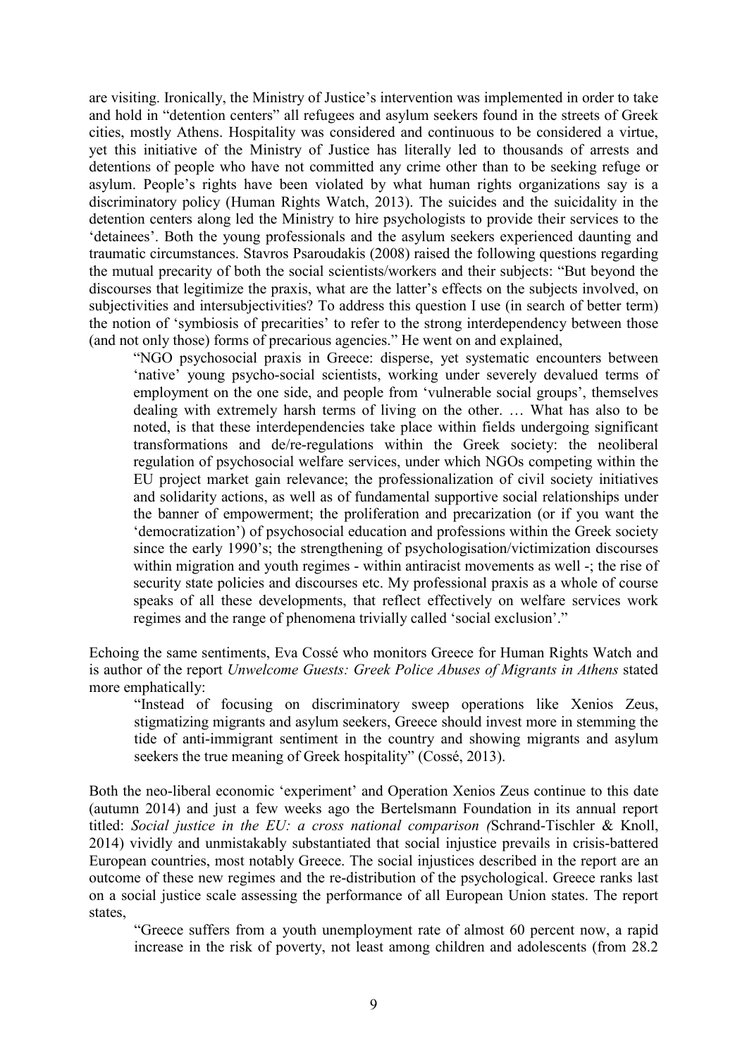are visiting. Ironically, the Ministry of Justice's intervention was implemented in order to take and hold in "detention centers" all refugees and asylum seekers found in the streets of Greek cities, mostly Athens. Hospitality was considered and continuous to be considered a virtue, yet this initiative of the Ministry of Justice has literally led to thousands of arrests and detentions of people who have not committed any crime other than to be seeking refuge or asylum. People's rights have been violated by what human rights organizations say is a discriminatory policy (Human Rights Watch, 2013). The suicides and the suicidality in the detention centers along led the Ministry to hire psychologists to provide their services to the 'detainees'. Both the young professionals and the asylum seekers experienced daunting and traumatic circumstances. Stavros Psaroudakis (2008) raised the following questions regarding the mutual precarity of both the social scientists/workers and their subjects: "But beyond the discourses that legitimize the praxis, what are the latter's effects on the subjects involved, on subjectivities and intersubjectivities? To address this question I use (in search of better term) the notion of 'symbiosis of precarities' to refer to the strong interdependency between those (and not only those) forms of precarious agencies." He went on and explained,

> "NGO psychosocial praxis in Greece: disperse, yet systematic encounters between 'native' young psycho-social scientists, working under severely devalued terms of employment on the one side, and people from 'vulnerable social groups', themselves dealing with extremely harsh terms of living on the other. … What has also to be noted, is that these interdependencies take place within fields undergoing significant transformations and de/re-regulations within the Greek society: the neoliberal regulation of psychosocial welfare services, under which NGOs competing within the EU project market gain relevance; the professionalization of civil society initiatives and solidarity actions, as well as of fundamental supportive social relationships under the banner of empowerment; the proliferation and precarization (or if you want the 'democratization') of psychosocial education and professions within the Greek society since the early 1990's; the strengthening of psychologisation/victimization discourses within migration and youth regimes - within antiracist movements as well -; the rise of security state policies and discourses etc. My professional praxis as a whole of course speaks of all these developments, that reflect effectively on welfare services work regimes and the range of phenomena trivially called 'social exclusion'."

Echoing the same sentiments, Eva Cossé who monitors Greece for Human Rights Watch and is author of the report *Unwelcome Guests: Greek Police Abuses of Migrants in Athens* stated more emphatically:

> "Instead of focusing on discriminatory sweep operations like Xenios Zeus, stigmatizing migrants and asylum seekers, Greece should invest more in stemming the tide of anti-immigrant sentiment in the country and showing migrants and asylum seekers the true meaning of Greek hospitality" (Cossé, 2013).

Both the neo-liberal economic 'experiment' and Operation Xenios Zeus continue to this date (autumn 2014) and just a few weeks ago the Bertelsmann Foundation in its annual report titled: *Social justice in the EU: a cross national comparison (*Schrand-Tischler & Knoll, 2014) vividly and unmistakably substantiated that social injustice prevails in crisis-battered European countries, most notably Greece. The social injustices described in the report are an outcome of these new regimes and the re-distribution of the psychological. Greece ranks last on a social justice scale assessing the performance of all European Union states. The report states,

> "Greece suffers from a youth unemployment rate of almost 60 percent now, a rapid increase in the risk of poverty, not least among children and adolescents (from 28.2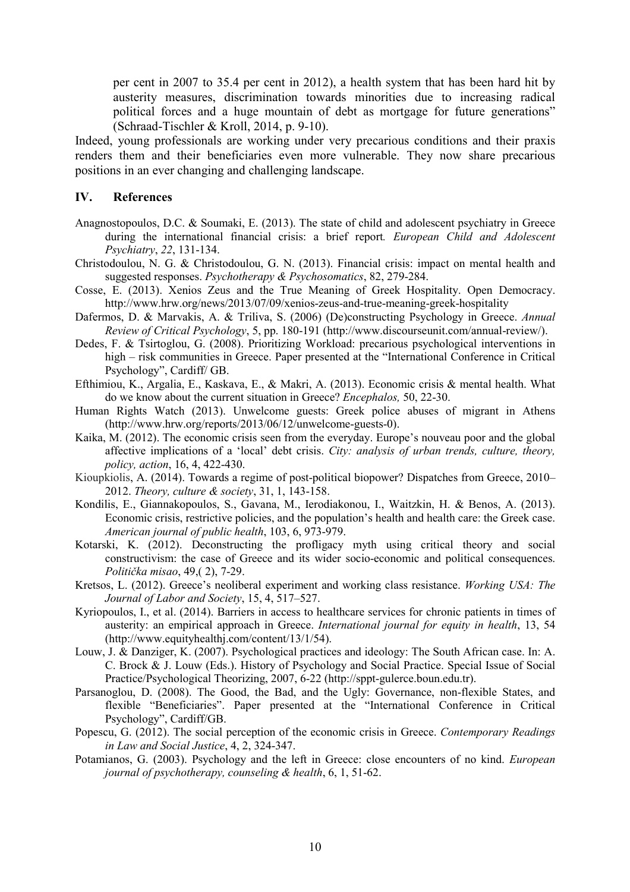per cent in 2007 to 35.4 per cent in 2012), a health system that has been hard hit by austerity measures, discrimination towards minorities due to increasing radical political forces and a huge mountain of debt as mortgage for future generations" (Schraad-Tischler & Kroll, 2014, p. 9-10).

Indeed, young professionals are working under very precarious conditions and their praxis renders them and their beneficiaries even more vulnerable. They now share precarious positions in an ever changing and challenging landscape.

## IV. References

Anagnostopoulos, D.C. & Soumaki, E. (2013). The state of child and adolescent psychiatry in Greece during the international financial crisis: a brief report*. European Child and Adolescent Psychiatry*, *22*, 131-134.

Christodoulou, N. G. & Christodoulou, G. N. (2013). Financial crisis: impact on mental health and suggested responses. *Psychotherapy & Psychosomatics*, 82, 279-284.

Cosse, E. (2013). Xenios Zeus and the True Meaning of Greek Hospitality. Open Democracy. http://www.hrw.org/news/2013/07/09/xenios-zeus-and-true-meaning-greek-hospitality

Dafermos, D. & Marvakis, A. & Triliva, S. (2006) (De)constructing Psychology in Greece. *Annual Review of Critical Psychology*, 5, pp. 180-191 (http://www.discourseunit.com/annual-review/).

Dedes, F. & Tsirtoglou, G. (2008). Prioritizing Workload: precarious psychological interventions in high – risk communities in Greece. Paper presented at the "International Conference in Critical Psychology", Cardiff/ GB.

Efthimiou, K., Argalia, E., Kaskava, E., & Makri, A. (2013). Economic crisis & mental health. What do we know about the current situation in Greece? *Encephalos,* 50, 22-30.

Human Rights Watch (2013). Unwelcome guests: Greek police abuses of migrant in Athens (http://www.hrw.org/reports/2013/06/12/unwelcome-guests-0).

Kaika, M. (2012). The economic crisis seen from the everyday. Europe's nouveau poor and the global affective implications of a 'local' debt crisis. *City: analysis of urban trends, culture, theory, policy, action*, 16, 4, 422-430.

Kioupkiolis, A. (2014). Towards a regime of post-political biopower? Dispatches from Greece, 2010–2012. *Theory, culture & society*, 31, 1, 143-158.

Kondilis, E., Giannakopoulos, S., Gavana, M., Ierodiakonou, I., Waitzkin, H. & Benos, A. (2013). Economic crisis, restrictive policies, and the population's health and health care: the Greek case. *American journal of public health*, 103, 6, 973-979.

Kotarski, K. (2012). Deconstructing the profligacy myth using critical theory and social constructivism: the case of Greece and its wider socio-economic and political consequences. *Politička misao*, 49,( 2), 7-29.

Kretsos, L. (2012). Greece's neoliberal experiment and working class resistance. *Working USA: The Journal of Labor and Society*, 15, 4, 517–527.

Kyriopoulos, I., et al. (2014). Barriers in access to healthcare services for chronic patients in times of austerity: an empirical approach in Greece. *International journal for equity in health*, 13, 54 (http://www.equityhealthj.com/content/13/1/54).

Louw, J. & Danziger, K. (2007). Psychological practices and ideology: The South African case. In: A. C. Brock & J. Louw (Eds.). History of Psychology and Social Practice. Special Issue of Social Practice/Psychological Theorizing, 2007, 6-22 (http://sppt-gulerce.boun.edu.tr).

Parsanoglou, D. (2008). The Good, the Bad, and the Ugly: Governance, non-flexible States, and flexible "Beneficiaries". Paper presented at the "International Conference in Critical Psychology", Cardiff/GB.

Popescu, G. (2012). The social perception of the economic crisis in Greece. *Contemporary Readings in Law and Social Justice*, 4, 2, 324-347.

Potamianos, G. (2003). Psychology and the left in Greece: close encounters of no kind. *European journal of psychotherapy, counseling & health*, 6, 1, 51-62.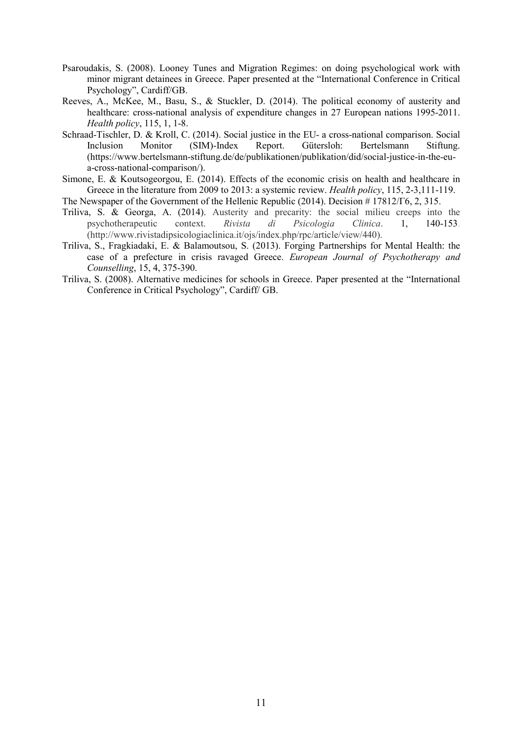Psaroudakis, S. (2008). Looney Tunes and Migration Regimes: on doing psychological work with minor migrant detainees in Greece. Paper presented at the "International Conference in Critical Psychology", Cardiff/GB.

Reeves, A., McKee, M., Basu, S., & Stuckler, D. (2014). The political economy of austerity and healthcare: cross-national analysis of expenditure changes in 27 European nations 1995-2011. *Health policy*, 115, 1, 1-8.

Schraad-Tischler, D. & Kroll, C. (2014). Social justice in the EU- a cross-national comparison. Social Inclusion Monitor (SIM)-Index Report. Gütersloh: Bertelsmann Stiftung. (https://www.bertelsmann-stiftung.de/de/publikationen/publikation/did/social-justice-in-the-eu-a-cross-national-comparison/).

Simone, E. & Koutsogeorgou, E. (2014). Effects of the economic crisis on health and healthcare in Greece in the literature from 2009 to 2013: a systemic review. *Health policy*, 115, 2-3,111-119.

The Newspaper of the Government of the Hellenic Republic (2014). Decision # 17812/Γ6, 2, 315.

Triliva, S. & Georga, A. (2014). Austerity and precarity: the social milieu creeps into the psychotherapeutic context. *Rivista di Psicologia Clinica*. 1, 140-153. (http://www.rivistadipsicologiaclinica.it/ojs/index.php/rpc/article/view/440).

Triliva, S., Fragkiadaki, E. & Balamoutsou, S. (2013). Forging Partnerships for Mental Health: the case of a prefecture in crisis ravaged Greece. *European Journal of Psychotherapy and Counselling*, 15, 4, 375-390.

Triliva, S. (2008). Alternative medicines for schools in Greece. Paper presented at the "International Conference in Critical Psychology", Cardiff/ GB.